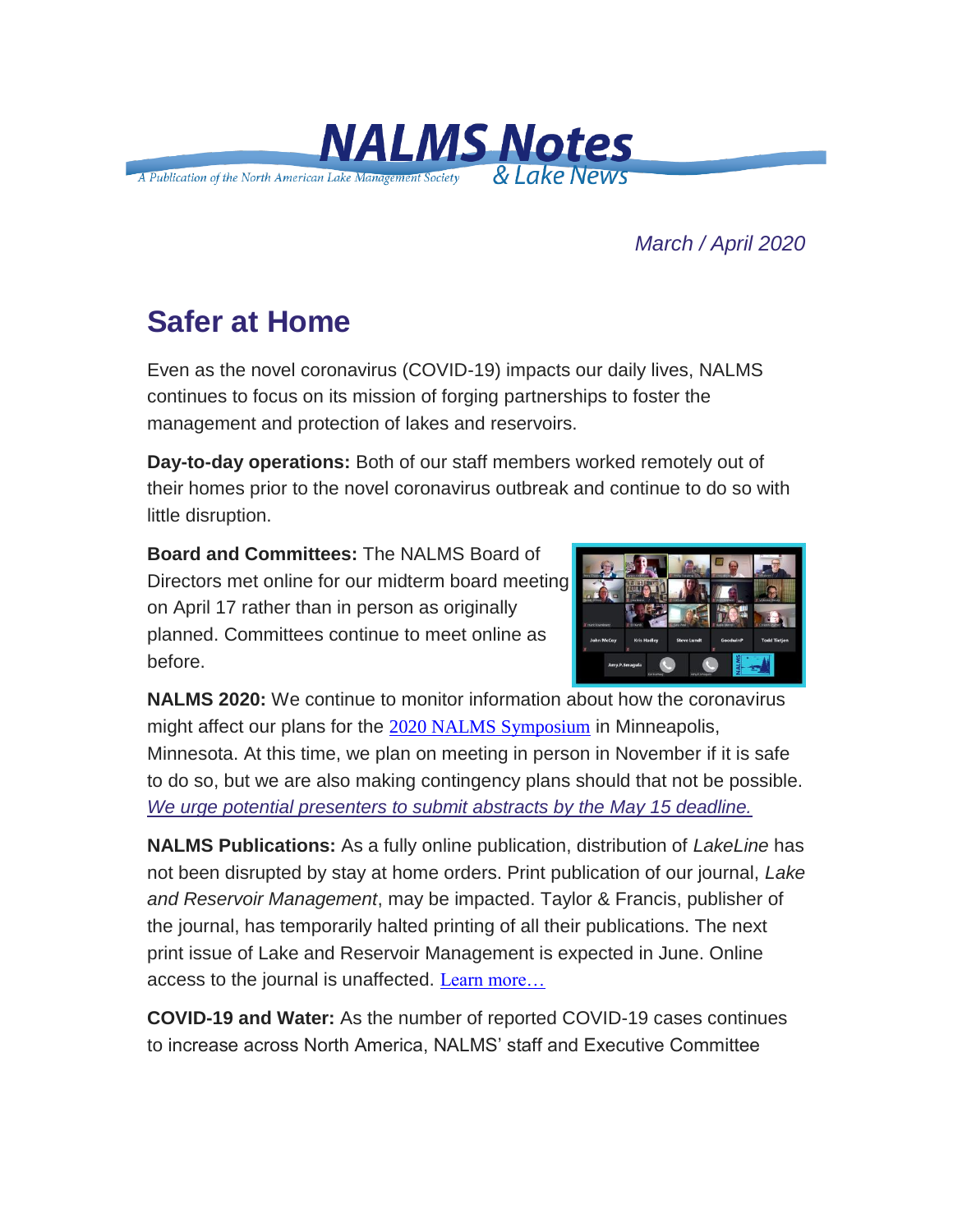# NALMS Notes & Lake News

A Publication of the North American Lake Management Society

*March / April 2020*

## Safer at Home

Even as the novel coronavirus (COVID-19) impacts our daily lives, NALMS continues to focus on its mission of forging partnerships to foster the management and protection of lakes and reservoirs.

**Day-to-day operations:** Both of our staff members worked remotely out of their homes prior to the novel coronavirus outbreak and continue to do so with little disruption.

**Board and Committees:** The NALMS Board of Directors met online for our midterm board meeting on April 17 rather than in person as originally planned. Committees continue to meet online as before.

**NALMS 2020:** We continue to monitor information about how the coronavirus might affect our plans for the 2020 NALMS Symposium in Minneapolis, Minnesota. At this time, we plan on meeting in person in November if it is safe to do so, but we are also making contingency plans should that not be possible. *We urge potential presenters to submit abstracts by the May 15 deadline.*

**NALMS Publications:** As a fully online publication, distribution of *LakeLine* has not been disrupted by stay at home orders. Print publication of our journal, *Lake and Reservoir Management*, may be impacted. Taylor & Francis, publisher of the journal, has temporarily halted printing of all their publications. The next print issue of Lake and Reservoir Management is expected in June. Online access to the journal is unaffected. Learn more…

**COVID-19 and Water:** As the number of reported COVID-19 cases continues to increase across North America, NALMS' staff and Executive Committee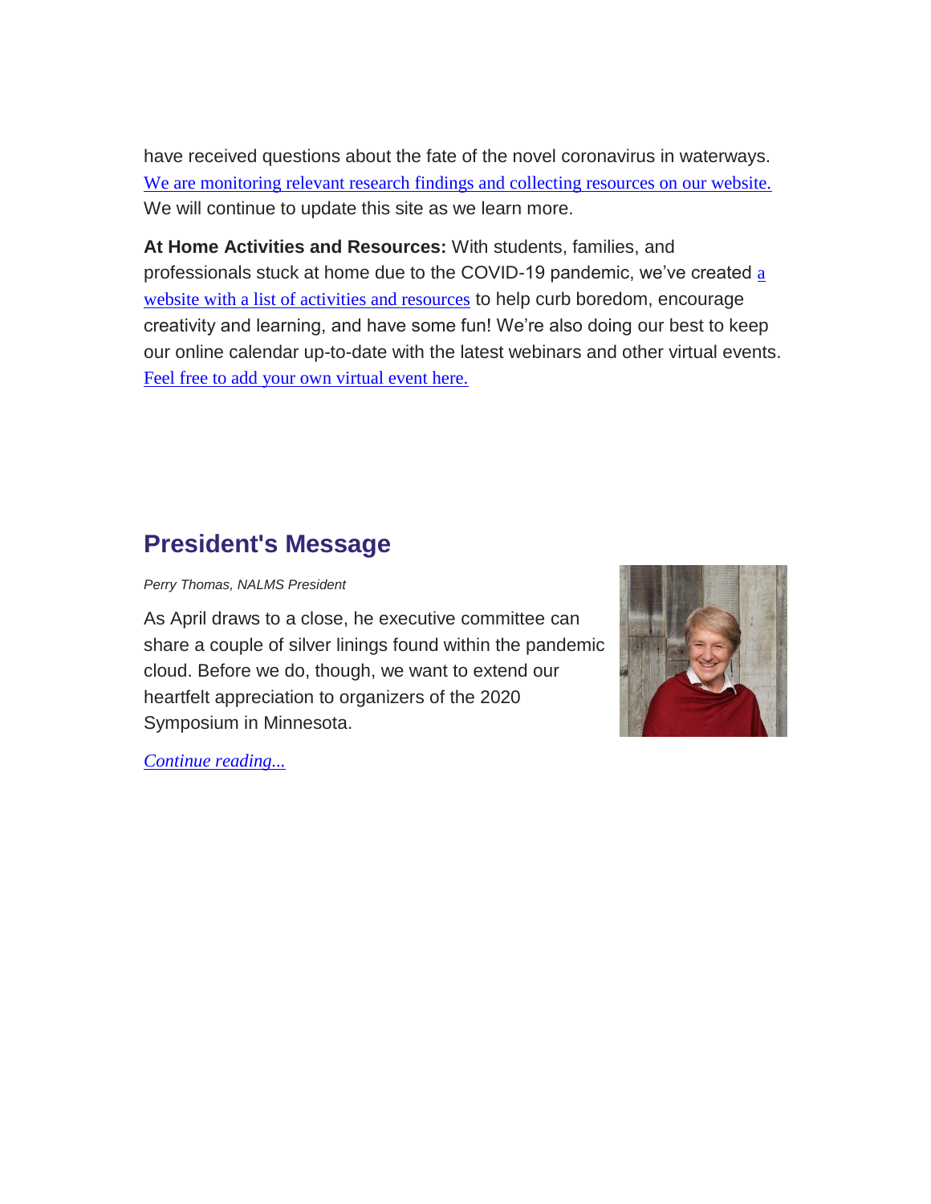have received questions about the fate of the novel coronavirus in waterways. We are monitoring relevant research findings and collecting resources on our website. We will continue to update this site as we learn more.

**At Home Activities and Resources:** With students, families, and professionals stuck at home due to the COVID-19 pandemic, we've created a website with a list of activities and resources to help curb boredom, encourage creativity and learning, and have some fun! We're also doing our best to keep our online calendar up-to-date with the latest webinars and other virtual events. Feel free to add your own virtual event here.

## President's Message

*Perry Thomas, NALMS President*

As April draws to a close, he executive committee can share a couple of silver linings found within the pandemic cloud. Before we do, though, we want to extend our heartfelt appreciation to organizers of the 2020 Symposium in Minnesota.

*Continue reading...*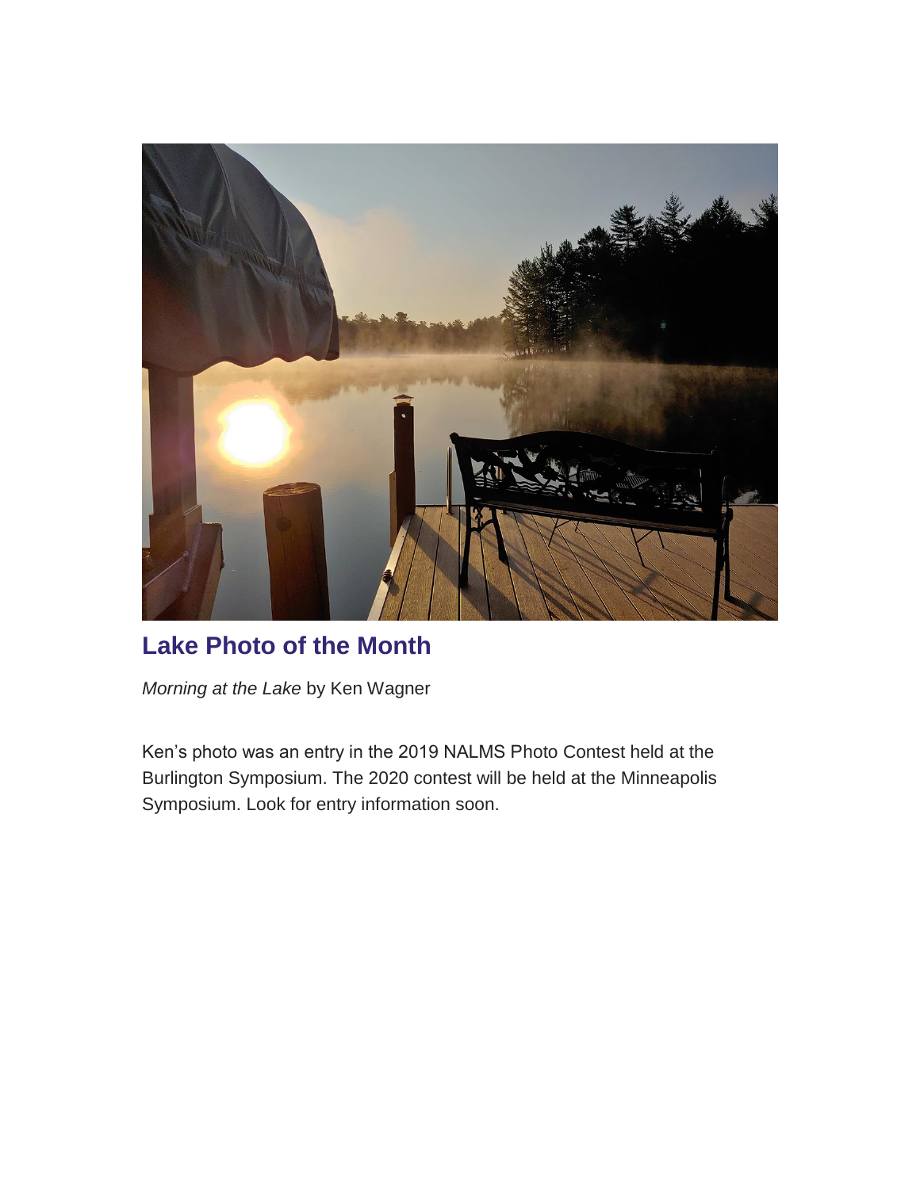## Lake Photo of the Month

*Morning at the Lake* by Ken Wagner

Ken's photo was an entry in the 2019 NALMS Photo Contest held at the Burlington Symposium. The 2020 contest will be held at the Minneapolis Symposium. Look for entry information soon.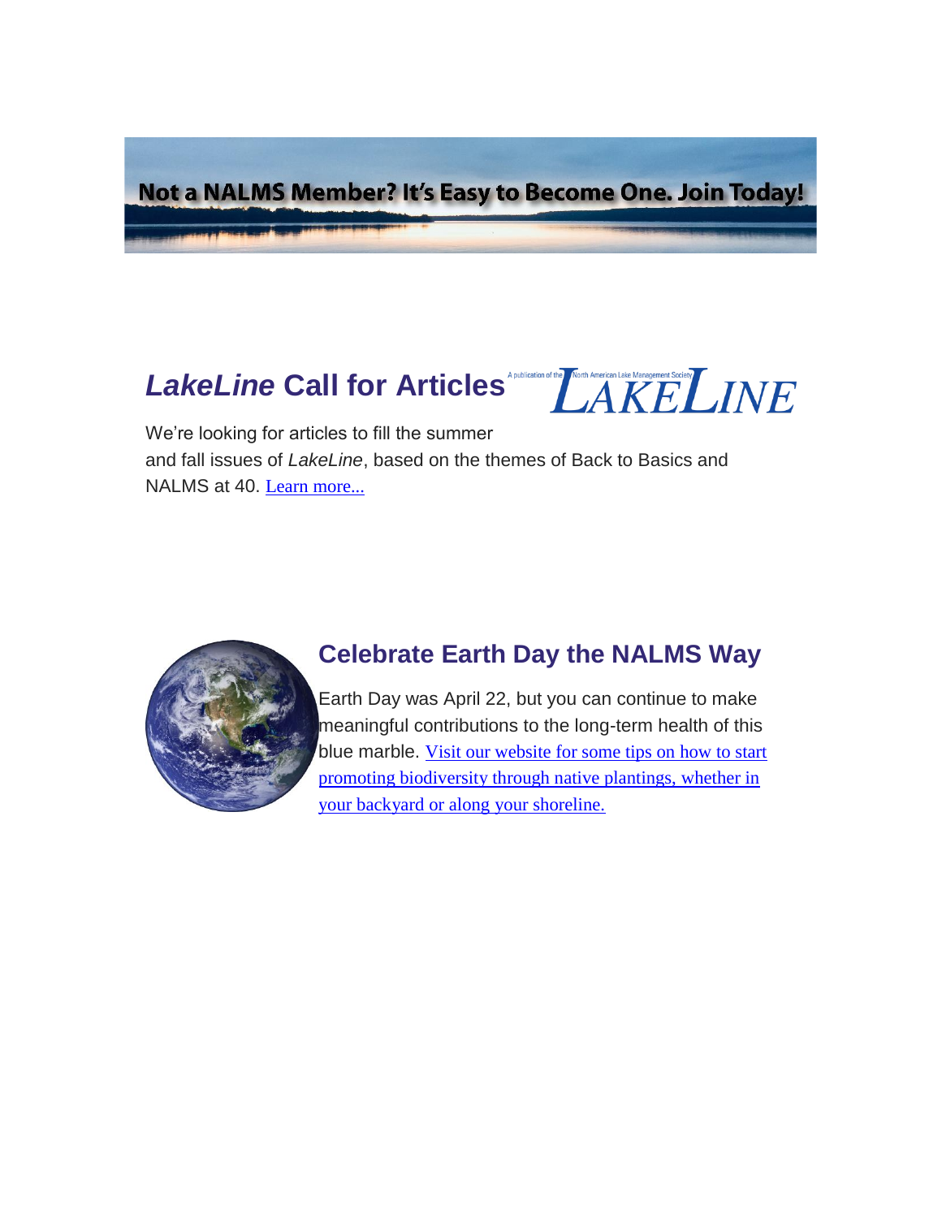Not a NALMS Member? It's Easy to Become One. Join Today!

## *LakeLine* Call for Articles

A publication of the North American Lake Management Society *LAKELINE*

We're looking for articles to fill the summer and fall issues of *LakeLine*, based on the themes of Back to Basics and NALMS at 40. Learn more...

## Celebrate Earth Day the NALMS Way

Earth Day was April 22, but you can continue to make meaningful contributions to the long-term health of this blue marble. Visit our website for some tips on how to start promoting biodiversity through native plantings, whether in your backyard or along your shoreline.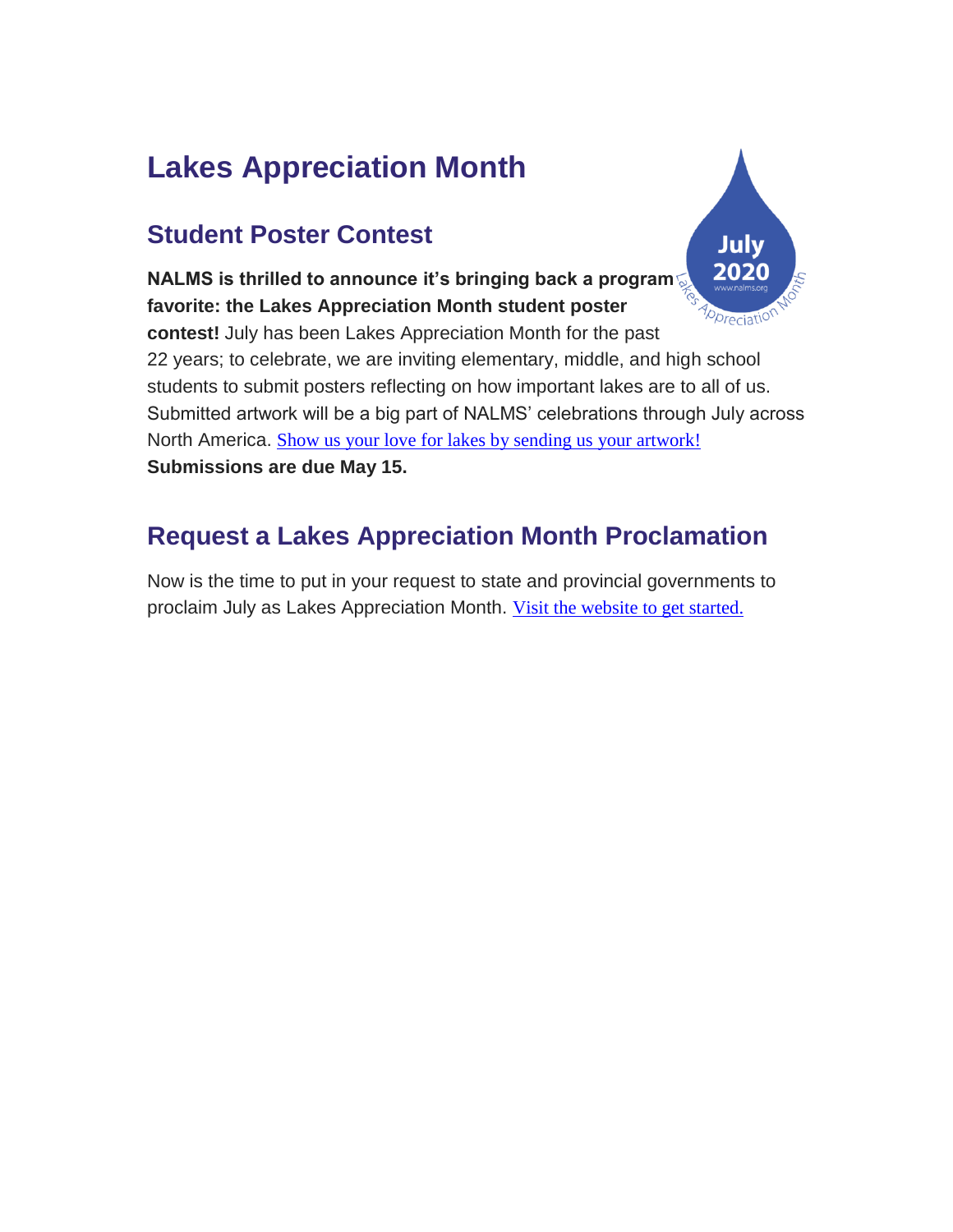# Lakes Appreciation Month

## Student Poster Contest

**NALMS is thrilled to announce it's bringing back a program favorite: the Lakes Appreciation Month student poster contest!** July has been Lakes Appreciation Month for the past 22 years; to celebrate, we are inviting elementary, middle, and high school students to submit posters reflecting on how important lakes are to all of us. Submitted artwork will be a big part of NALMS' celebrations through July across North America. Show us your love for lakes by sending us your artwork! **Submissions are due May 15.**

## Request a Lakes Appreciation Month Proclamation

Now is the time to put in your request to state and provincial governments to proclaim July as Lakes Appreciation Month. Visit the website to get started.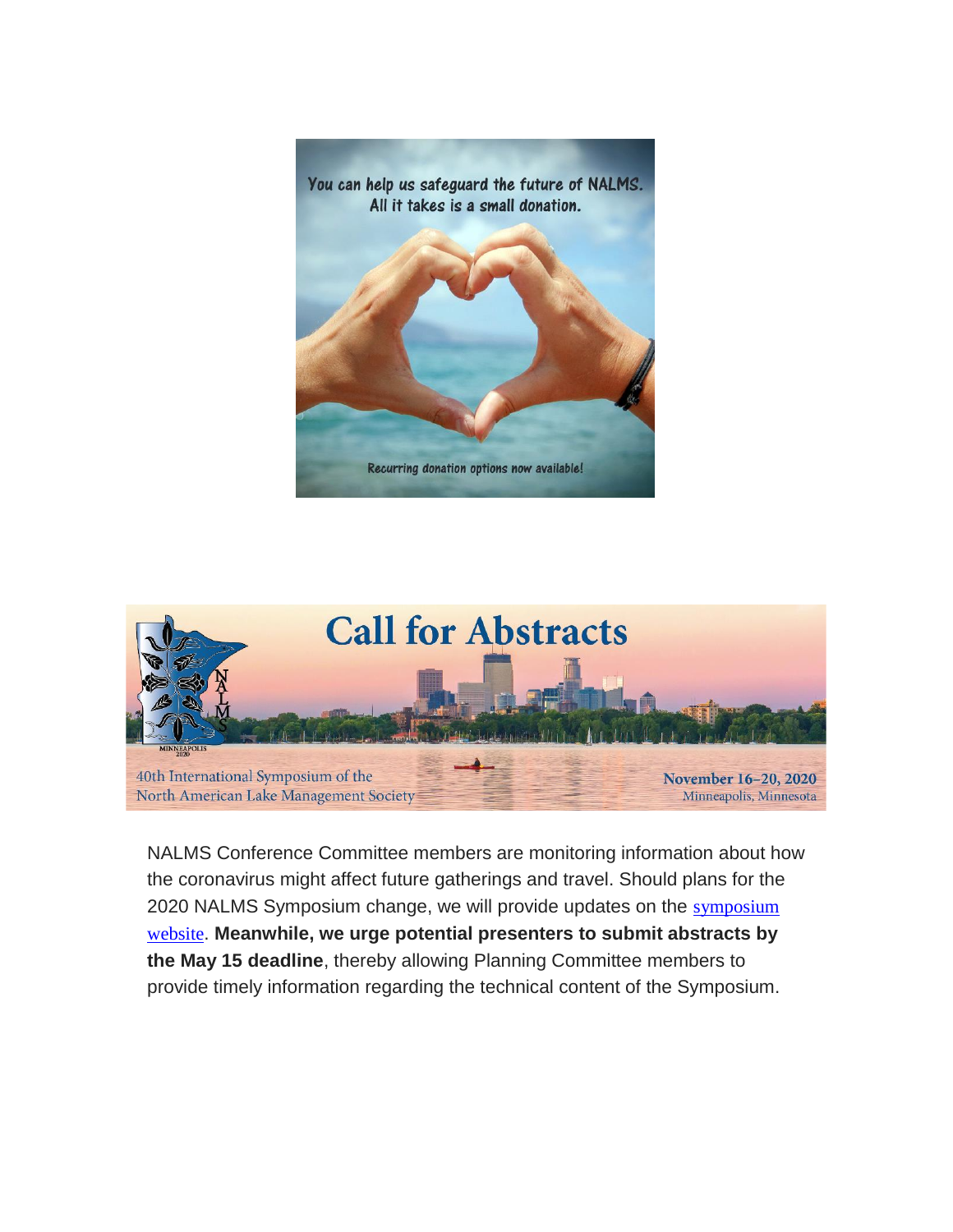You can help us safeguard the future of NALMS. All it takes is a small donation.

Recurring donation options now available!

# Call for Abstracts

40th International Symposium of the North American Lake Management Society

November 16–20, 2020
Minneapolis, Minnesota

NALMS Conference Committee members are monitoring information about how the coronavirus might affect future gatherings and travel. Should plans for the 2020 NALMS Symposium change, we will provide updates on the symposium website. **Meanwhile, we urge potential presenters to submit abstracts by the May 15 deadline**, thereby allowing Planning Committee members to provide timely information regarding the technical content of the Symposium.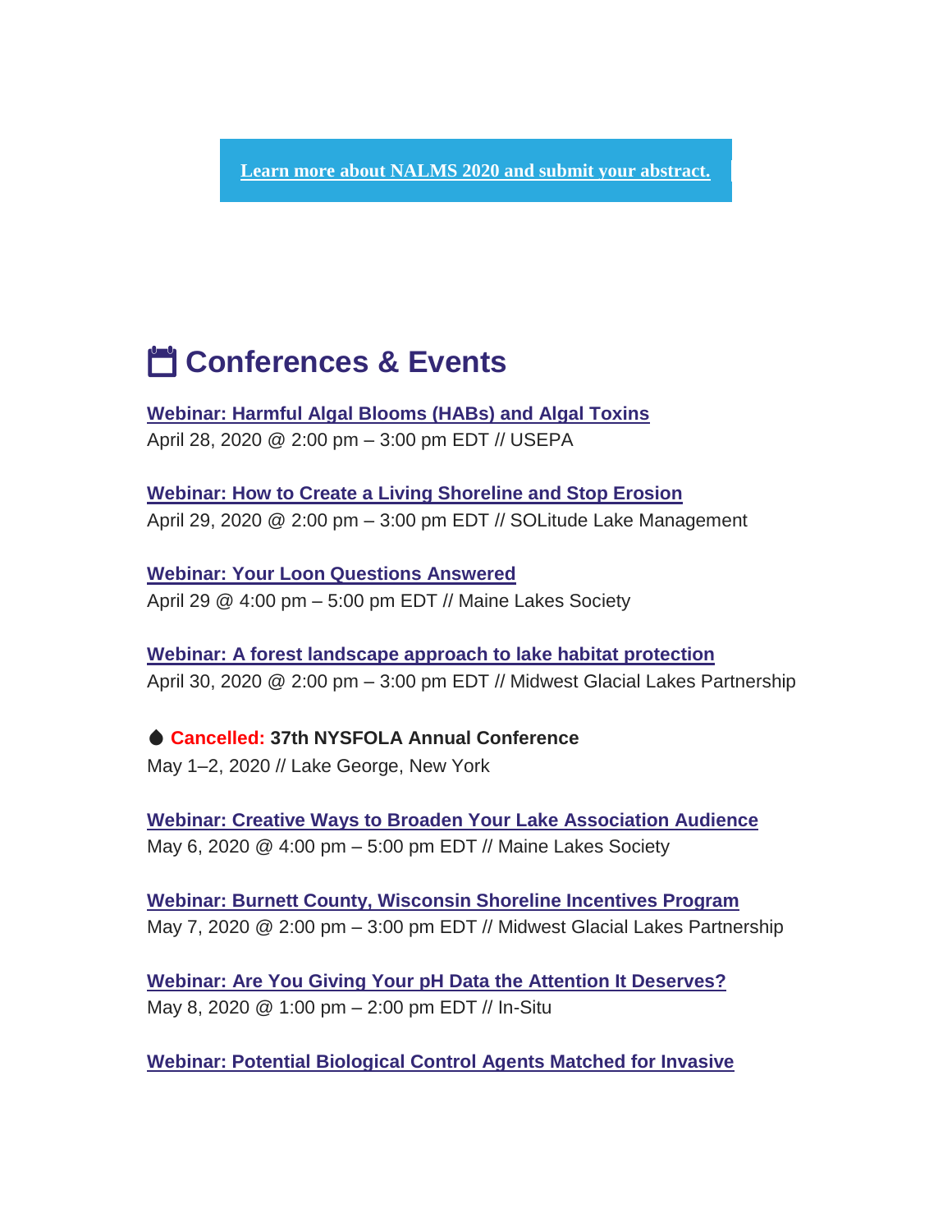**Learn more about NALMS 2020 and submit your abstract.**

## Conferences & Events

**Webinar: Harmful Algal Blooms (HABs) and Algal Toxins**
April 28, 2020 @ 2:00 pm – 3:00 pm EDT // USEPA

**Webinar: How to Create a Living Shoreline and Stop Erosion**
April 29, 2020 @ 2:00 pm – 3:00 pm EDT // SOLitude Lake Management

**Webinar: Your Loon Questions Answered**
April 29 @ 4:00 pm – 5:00 pm EDT // Maine Lakes Society

**Webinar: A forest landscape approach to lake habitat protection**
April 30, 2020 @ 2:00 pm – 3:00 pm EDT // Midwest Glacial Lakes Partnership

**Cancelled: 37th NYSFOLA Annual Conference**
May 1–2, 2020 // Lake George, New York

**Webinar: Creative Ways to Broaden Your Lake Association Audience**
May 6, 2020 @ 4:00 pm – 5:00 pm EDT // Maine Lakes Society

**Webinar: Burnett County, Wisconsin Shoreline Incentives Program**
May 7, 2020 @ 2:00 pm – 3:00 pm EDT // Midwest Glacial Lakes Partnership

**Webinar: Are You Giving Your pH Data the Attention It Deserves?**
May 8, 2020 @ 1:00 pm – 2:00 pm EDT // In-Situ

**Webinar: Potential Biological Control Agents Matched for Invasive**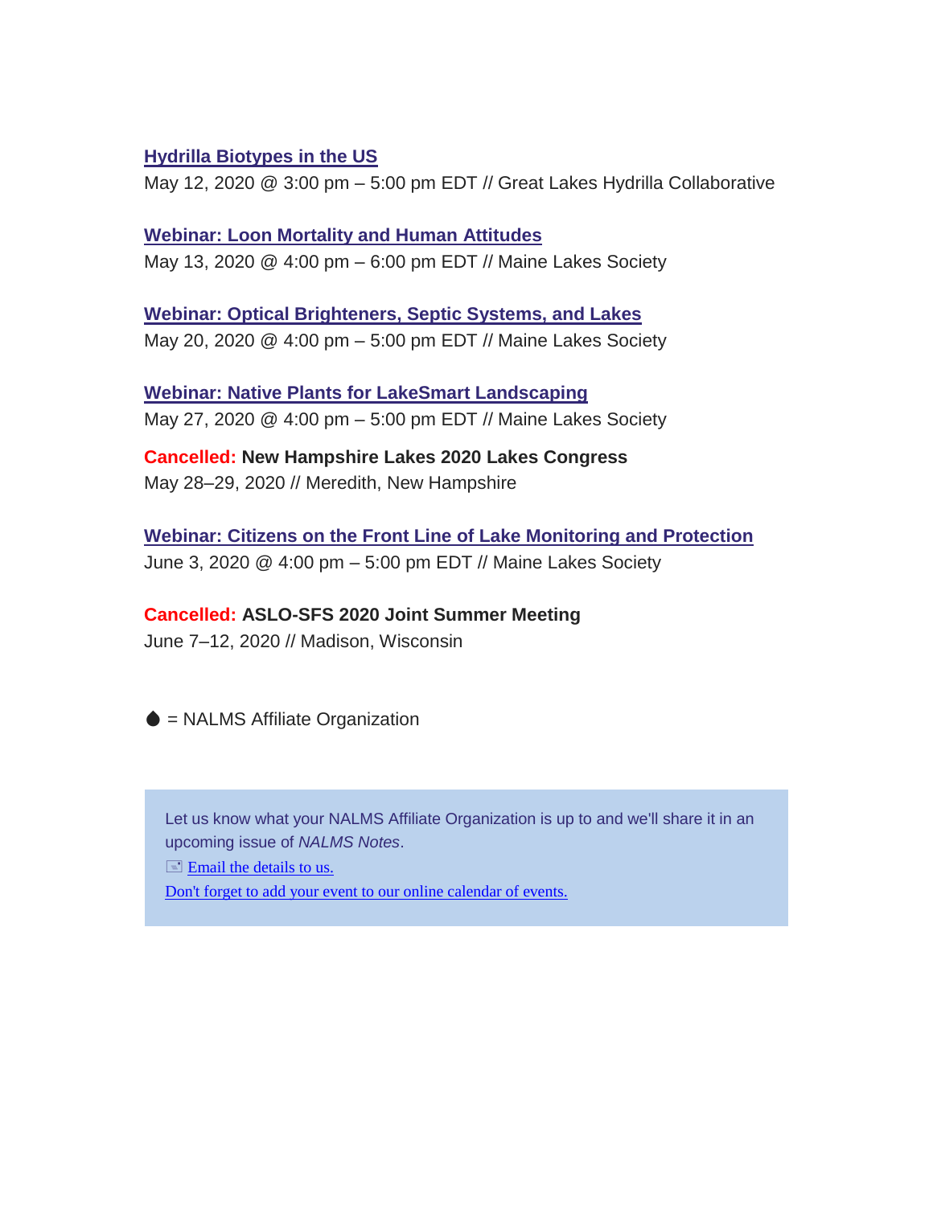**Hydrilla Biotypes in the US**
May 12, 2020 @ 3:00 pm – 5:00 pm EDT // Great Lakes Hydrilla Collaborative

**Webinar: Loon Mortality and Human Attitudes**
May 13, 2020 @ 4:00 pm – 6:00 pm EDT // Maine Lakes Society

**Webinar: Optical Brighteners, Septic Systems, and Lakes**
May 20, 2020 @ 4:00 pm – 5:00 pm EDT // Maine Lakes Society

**Webinar: Native Plants for LakeSmart Landscaping**
May 27, 2020 @ 4:00 pm – 5:00 pm EDT // Maine Lakes Society

**Cancelled: New Hampshire Lakes 2020 Lakes Congress**
May 28–29, 2020 // Meredith, New Hampshire

**Webinar: Citizens on the Front Line of Lake Monitoring and Protection**
June 3, 2020 @ 4:00 pm – 5:00 pm EDT // Maine Lakes Society

**Cancelled: ASLO-SFS 2020 Joint Summer Meeting**
June 7–12, 2020 // Madison, Wisconsin

● = NALMS Affiliate Organization

Let us know what your NALMS Affiliate Organization is up to and we'll share it in an upcoming issue of *NALMS Notes*.

Email the details to us.

Don't forget to add your event to our online calendar of events.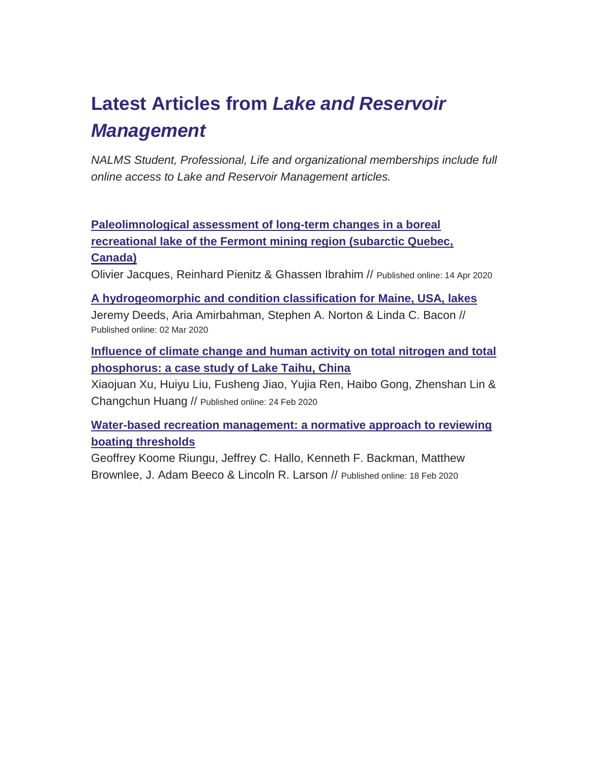## Latest Articles from *Lake and Reservoir Management*

*NALMS Student, Professional, Life and organizational memberships include full online access to Lake and Reservoir Management articles.*

**Paleolimnological assessment of long-term changes in a boreal recreational lake of the Fermont mining region (subarctic Quebec, Canada)**
Olivier Jacques, Reinhard Pienitz & Ghassen Ibrahim // Published online: 14 Apr 2020

**A hydrogeomorphic and condition classification for Maine, USA, lakes**
Jeremy Deeds, Aria Amirbahman, Stephen A. Norton & Linda C. Bacon // Published online: 02 Mar 2020

**Influence of climate change and human activity on total nitrogen and total phosphorus: a case study of Lake Taihu, China**
Xiaojuan Xu, Huiyu Liu, Fusheng Jiao, Yujia Ren, Haibo Gong, Zhenshan Lin & Changchun Huang // Published online: 24 Feb 2020

**Water-based recreation management: a normative approach to reviewing boating thresholds**
Geoffrey Koome Riungu, Jeffrey C. Hallo, Kenneth F. Backman, Matthew Brownlee, J. Adam Beeco & Lincoln R. Larson // Published online: 18 Feb 2020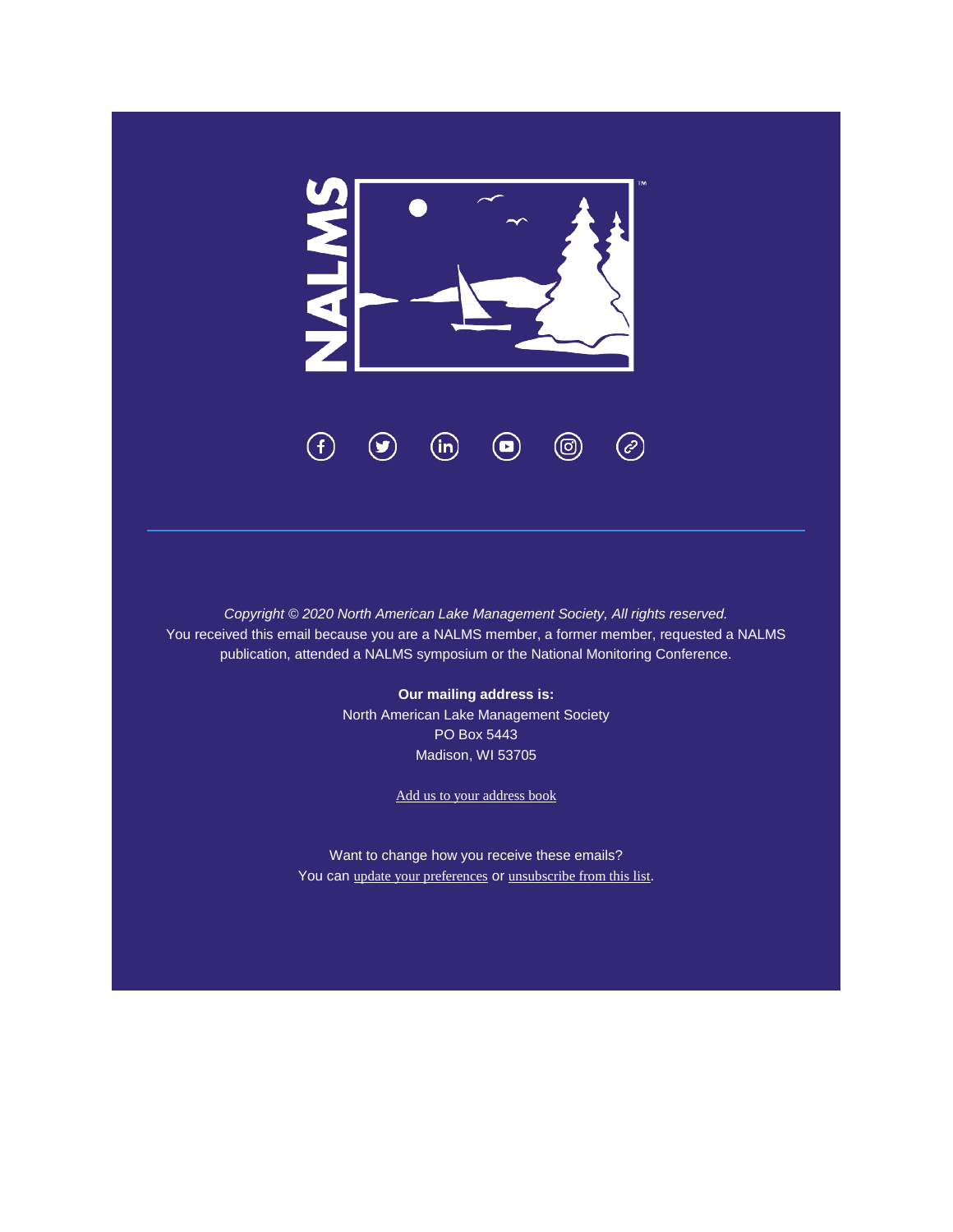*Copyright © 2020 North American Lake Management Society, All rights reserved.*
You received this email because you are a NALMS member, a former member, requested a NALMS publication, attended a NALMS symposium or the National Monitoring Conference.

**Our mailing address is:**
North American Lake Management Society
PO Box 5443
Madison, WI 53705

Add us to your address book

Want to change how you receive these emails?
You can update your preferences or unsubscribe from this list.